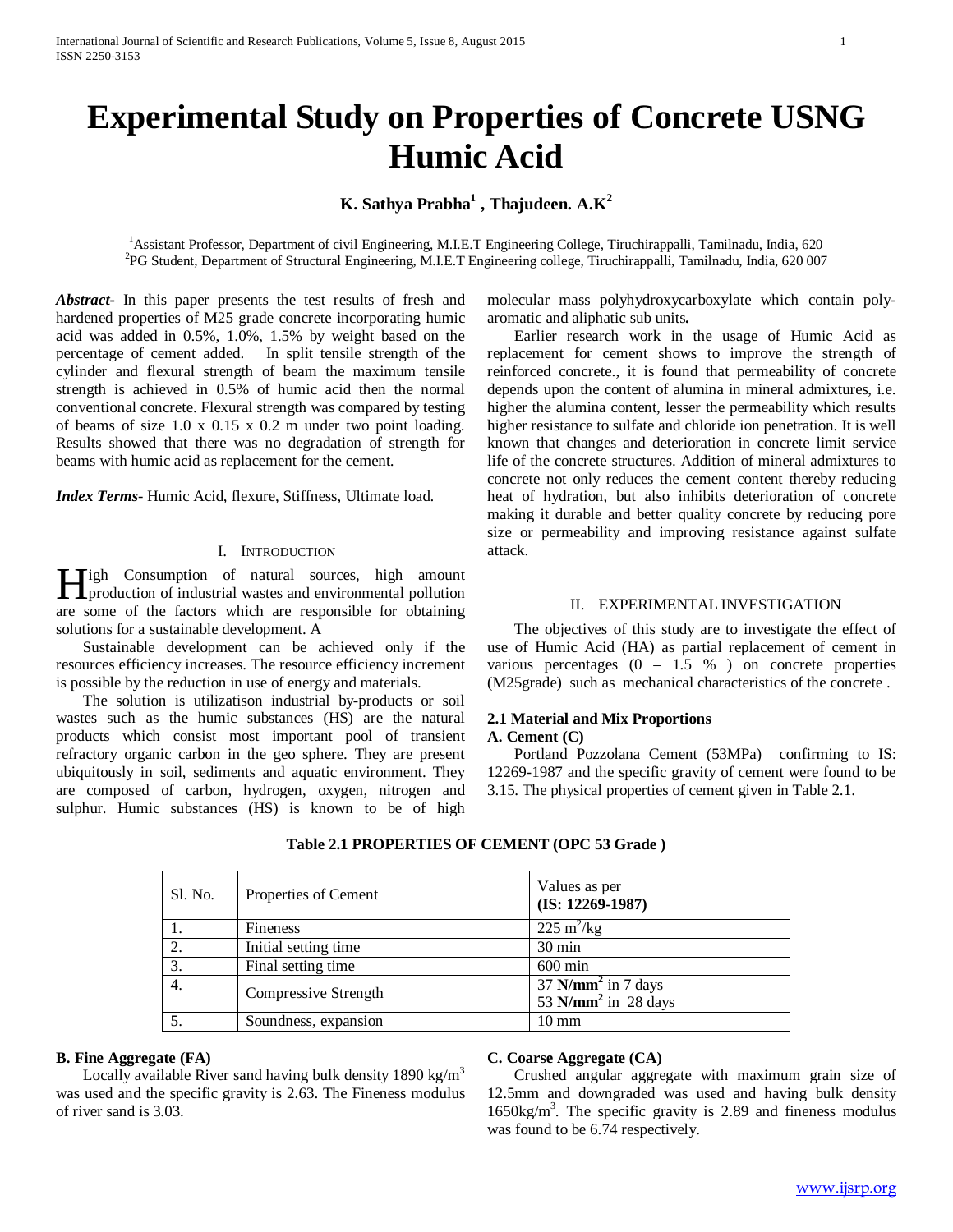# Experimental Study on Properties of Concrete USNG Humic Acid

**K. Sathya Prabha[1] , Thajudeen. A.K[2]**

[1]Assistant Professor, Department of civil Engineering, M.I.E.T Engineering College, Tiruchirappalli, Tamilnadu, India, 620
[2]PG Student, Department of Structural Engineering, M.I.E.T Engineering college, Tiruchirappalli, Tamilnadu, India, 620 007

***Abstract-*** In this paper presents the test results of fresh and hardened properties of M25 grade concrete incorporating humic acid was added in 0.5%, 1.0%, 1.5% by weight based on the percentage of cement added. In split tensile strength of the cylinder and flexural strength of beam the maximum tensile strength is achieved in 0.5% of humic acid then the normal conventional concrete. Flexural strength was compared by testing of beams of size 1.0 x 0.15 x 0.2 m under two point loading. Results showed that there was no degradation of strength for beams with humic acid as replacement for the cement.

***Index Terms-*** Humic Acid, flexure, Stiffness, Ultimate load.

## I. Introduction

High Consumption of natural sources, high amount production of industrial wastes and environmental pollution are some of the factors which are responsible for obtaining solutions for a sustainable development. A

Sustainable development can be achieved only if the resources efficiency increases. The resource efficiency increment is possible by the reduction in use of energy and materials.

The solution is utilizatison industrial by-products or soil wastes such as the humic substances (HS) are the natural products which consist most important pool of transient refractory organic carbon in the geo sphere. They are present ubiquitously in soil, sediments and aquatic environment. They are composed of carbon, hydrogen, oxygen, nitrogen and sulphur. Humic substances (HS) is known to be of high molecular mass polyhydroxycarboxylate which contain poly-aromatic and aliphatic sub units**.**

Earlier research work in the usage of Humic Acid as replacement for cement shows to improve the strength of reinforced concrete., it is found that permeability of concrete depends upon the content of alumina in mineral admixtures, i.e. higher the alumina content, lesser the permeability which results higher resistance to sulfate and chloride ion penetration. It is well known that changes and deterioration in concrete limit service life of the concrete structures. Addition of mineral admixtures to concrete not only reduces the cement content thereby reducing heat of hydration, but also inhibits deterioration of concrete making it durable and better quality concrete by reducing pore size or permeability and improving resistance against sulfate attack.

## II. Experimental Investigation

The objectives of this study are to investigate the effect of use of Humic Acid (HA) as partial replacement of cement in various percentages (0 – 1.5 % ) on concrete properties (M25grade) such as mechanical characteristics of the concrete .

### 2.1 Material and Mix Proportions

**A. Cement (C)**

Portland Pozzolana Cement (53MPa) confirming to IS: 12269-1987 and the specific gravity of cement were found to be 3.15. The physical properties of cement given in Table 2.1.

**Table 2.1 PROPERTIES OF CEMENT (OPC 53 Grade )**

| Sl. No. | Properties of Cement | Values as per **(IS: 12269-1987)** |
|---|---|---|
| 1. | Fineness | $225\ m^2/kg$ |
| 2. | Initial setting time | 30 min |
| 3. | Final setting time | 600 min |
| 4. | Compressive Strength | 37 $\mathbf{N/mm^2}$ in 7 days<br>53 $\mathbf{N/mm^2}$ in 28 days |
| 5. | Soundness, expansion | 10 mm |

**B. Fine Aggregate (FA)**

Locally available River sand having bulk density 1890 $kg/m^3$ was used and the specific gravity is 2.63. The Fineness modulus of river sand is 3.03.

**C. Coarse Aggregate (CA)**

Crushed angular aggregate with maximum grain size of 12.5mm and downgraded was used and having bulk density 1650$kg/m^3$. The specific gravity is 2.89 and fineness modulus was found to be 6.74 respectively.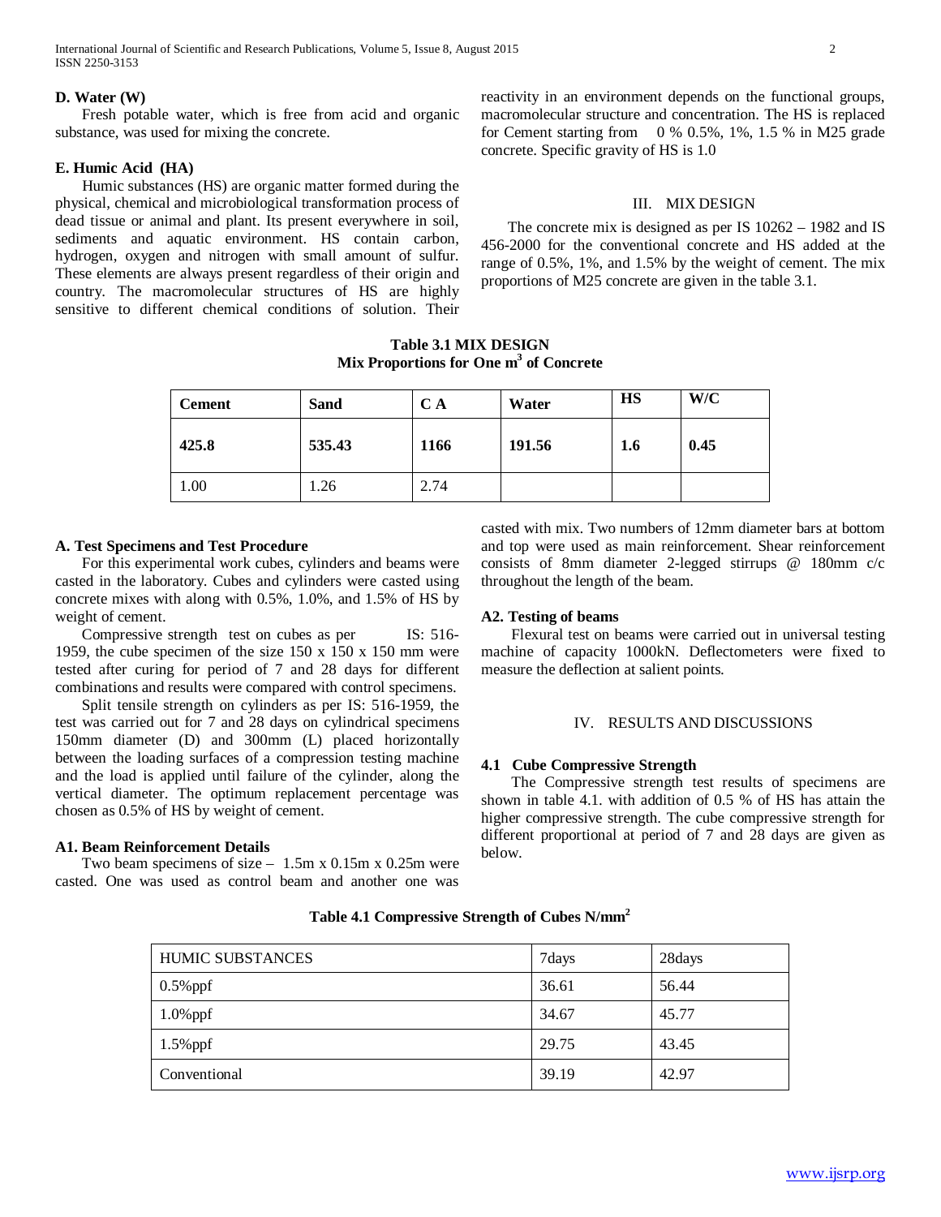### D. Water (W)

Fresh potable water, which is free from acid and organic substance, was used for mixing the concrete.

### E. Humic Acid (HA)

Humic substances (HS) are organic matter formed during the physical, chemical and microbiological transformation process of dead tissue or animal and plant. Its present everywhere in soil, sediments and aquatic environment. HS contain carbon, hydrogen, oxygen and nitrogen with small amount of sulfur. These elements are always present regardless of their origin and country. The macromolecular structures of HS are highly sensitive to different chemical conditions of solution. Their reactivity in an environment depends on the functional groups, macromolecular structure and concentration. The HS is replaced for Cement starting from 0 % 0.5%, 1%, 1.5 % in M25 grade concrete. Specific gravity of HS is 1.0

## III. MIX DESIGN

The concrete mix is designed as per IS 10262 – 1982 and IS 456-2000 for the conventional concrete and HS added at the range of 0.5%, 1%, and 1.5% by the weight of cement. The mix proportions of M25 concrete are given in the table 3.1.

**Table 3.1 MIX DESIGN**
**Mix Proportions for One m$^3$ of Concrete**

| **Cement** | **Sand** | **C A** | **Water** | **HS** | **W/C** |
|---|---|---|---|---|---|
| **425.8** | **535.43** | **1166** | **191.56** | **1.6** | **0.45** |
| 1.00 | 1.26 | 2.74 | | | |

### A. Test Specimens and Test Procedure

For this experimental work cubes, cylinders and beams were casted in the laboratory. Cubes and cylinders were casted using concrete mixes with along with 0.5%, 1.0%, and 1.5% of HS by weight of cement.

Compressive strength test on cubes as per IS: 516-1959, the cube specimen of the size 150 x 150 x 150 mm were tested after curing for period of 7 and 28 days for different combinations and results were compared with control specimens.

Split tensile strength on cylinders as per IS: 516-1959, the test was carried out for 7 and 28 days on cylindrical specimens 150mm diameter (D) and 300mm (L) placed horizontally between the loading surfaces of a compression testing machine and the load is applied until failure of the cylinder, along the vertical diameter. The optimum replacement percentage was chosen as 0.5% of HS by weight of cement.

### A1. Beam Reinforcement Details

Two beam specimens of size – 1.5m x 0.15m x 0.25m were casted. One was used as control beam and another one was casted with mix. Two numbers of 12mm diameter bars at bottom and top were used as main reinforcement. Shear reinforcement consists of 8mm diameter 2-legged stirrups @ 180mm c/c throughout the length of the beam.

### A2. Testing of beams

Flexural test on beams were carried out in universal testing machine of capacity 1000kN. Deflectometers were fixed to measure the deflection at salient points.

## IV. RESULTS AND DISCUSSIONS

### 4.1 Cube Compressive Strength

The Compressive strength test results of specimens are shown in table 4.1. with addition of 0.5 % of HS has attain the higher compressive strength. The cube compressive strength for different proportional at period of 7 and 28 days are given as below.

**Table 4.1 Compressive Strength of Cubes N/mm$^2$**

| HUMIC SUBSTANCES | 7days | 28days |
|---|---|---|
| 0.5%ppf | 36.61 | 56.44 |
| 1.0%ppf | 34.67 | 45.77 |
| 1.5%ppf | 29.75 | 43.45 |
| Conventional | 39.19 | 42.97 |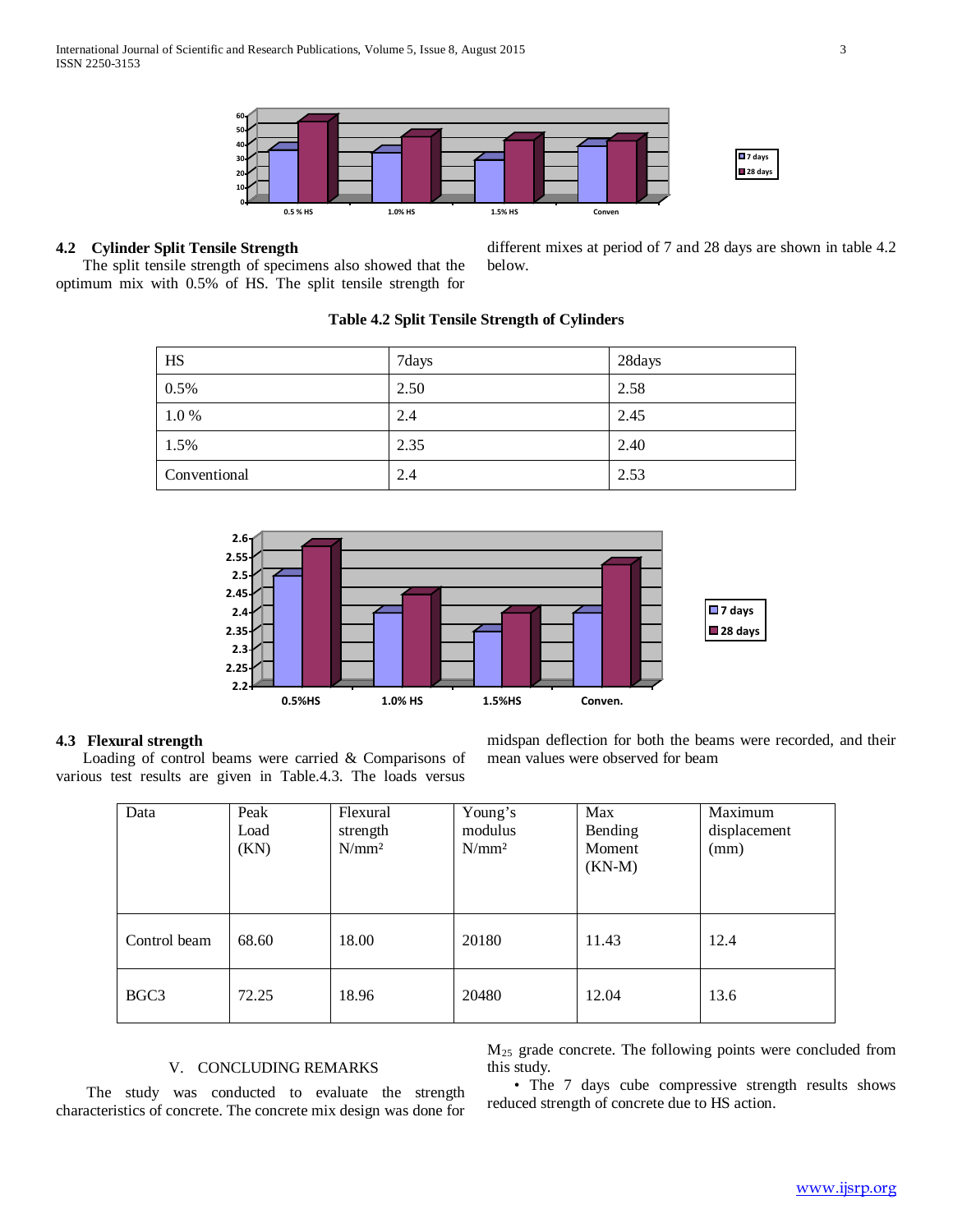## 4.2 Cylinder Split Tensile Strength

The split tensile strength of specimens also showed that the optimum mix with 0.5% of HS. The split tensile strength for different mixes at period of 7 and 28 days are shown in table 4.2 below.

**Table 4.2 Split Tensile Strength of Cylinders**

| HS | 7days | 28days |
|---|---|---|
| 0.5% | 2.50 | 2.58 |
| 1.0 % | 2.4 | 2.45 |
| 1.5% | 2.35 | 2.40 |
| Conventional | 2.4 | 2.53 |

## 4.3 Flexural strength

Loading of control beams were carried & Comparisons of various test results are given in Table.4.3. The loads versus midspan deflection for both the beams were recorded, and their mean values were observed for beam

| Data | Peak Load (KN) | Flexural strength N/mm² | Young's modulus N/mm² | Max Bending Moment (KN-M) | Maximum displacement (mm) |
|---|---|---|---|---|---|
| Control beam | 68.60 | 18.00 | 20180 | 11.43 | 12.4 |
| BGC3 | 72.25 | 18.96 | 20480 | 12.04 | 13.6 |

## V. CONCLUDING REMARKS

The study was conducted to evaluate the strength characteristics of concrete. The concrete mix design was done for $M_{25}$ grade concrete. The following points were concluded from this study.

- The 7 days cube compressive strength results shows reduced strength of concrete due to HS action.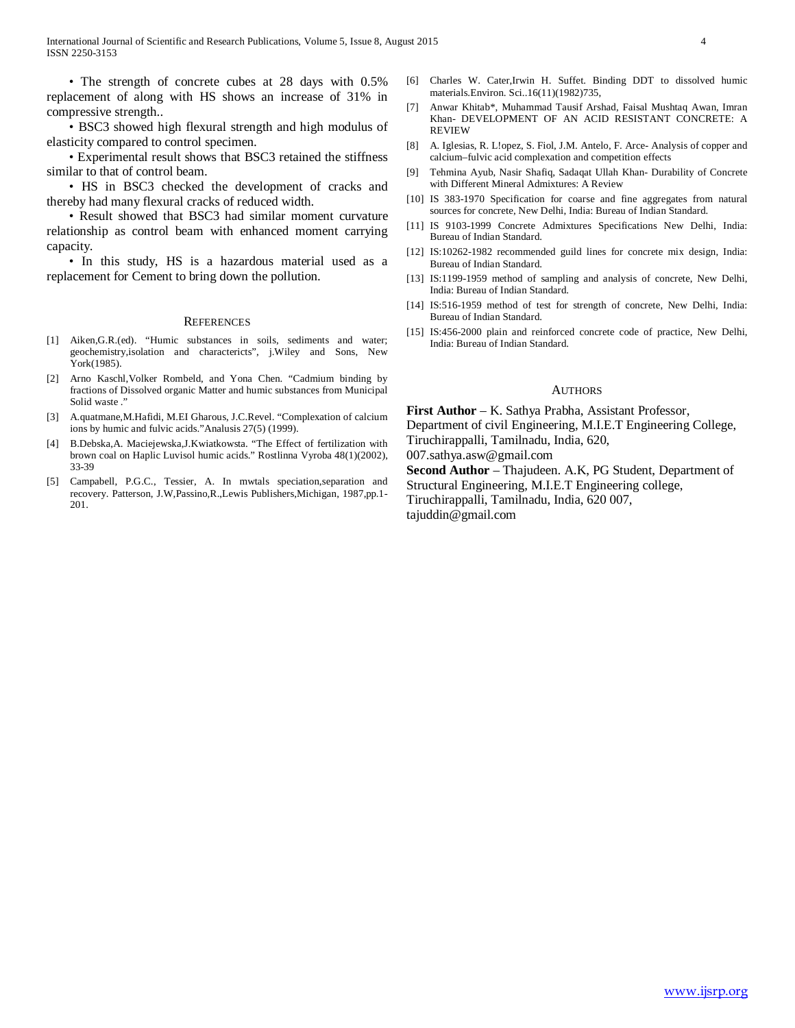• The strength of concrete cubes at 28 days with 0.5% replacement of along with HS shows an increase of 31% in compressive strength..

• BSC3 showed high flexural strength and high modulus of elasticity compared to control specimen.

• Experimental result shows that BSC3 retained the stiffness similar to that of control beam.

• HS in BSC3 checked the development of cracks and thereby had many flexural cracks of reduced width.

• Result showed that BSC3 had similar moment curvature relationship as control beam with enhanced moment carrying capacity.

• In this study, HS is a hazardous material used as a replacement for Cement to bring down the pollution.

## References

[1] Aiken,G.R.(ed). "Humic substances in soils, sediments and water; geochemistry,isolation and charactericts", j.Wiley and Sons, New York(1985).

[2] Arno Kaschl,Volker Rombeld, and Yona Chen. "Cadmium binding by fractions of Dissolved organic Matter and humic substances from Municipal Solid waste ."

[3] A.quatmane,M.Hafidi, M.EI Gharous, J.C.Revel. "Complexation of calcium ions by humic and fulvic acids."Analusis 27(5) (1999).

[4] B.Debska,A. Maciejewska,J.Kwiatkowsta. "The Effect of fertilization with brown coal on Haplic Luvisol humic acids." Rostlinna Vyroba 48(1)(2002), 33-39

[5] Campabell, P.G.C., Tessier, A. In mwtals speciation,separation and recovery. Patterson, J.W,Passino,R.,Lewis Publishers,Michigan, 1987,pp.1-201.

[6] Charles W. Cater,Irwin H. Suffet. Binding DDT to dissolved humic materials.Environ. Sci..16(11)(1982)735,

[7] Anwar Khitab*, Muhammad Tausif Arshad, Faisal Mushtaq Awan, Imran Khan- DEVELOPMENT OF AN ACID RESISTANT CONCRETE: A REVIEW

[8] A. Iglesias, R. L!opez, S. Fiol, J.M. Antelo, F. Arce- Analysis of copper and calcium–fulvic acid complexation and competition effects

[9] Tehmina Ayub, Nasir Shafiq, Sadaqat Ullah Khan- Durability of Concrete with Different Mineral Admixtures: A Review

[10] IS 383-1970 Specification for coarse and fine aggregates from natural sources for concrete, New Delhi, India: Bureau of Indian Standard.

[11] IS 9103-1999 Concrete Admixtures Specifications New Delhi, India: Bureau of Indian Standard.

[12] IS:10262-1982 recommended guild lines for concrete mix design, India: Bureau of Indian Standard.

[13] IS:1199-1959 method of sampling and analysis of concrete, New Delhi, India: Bureau of Indian Standard.

[14] IS:516-1959 method of test for strength of concrete, New Delhi, India: Bureau of Indian Standard.

[15] IS:456-2000 plain and reinforced concrete code of practice, New Delhi, India: Bureau of Indian Standard.

## Authors

**First Author** – K. Sathya Prabha, Assistant Professor, Department of civil Engineering, M.I.E.T Engineering College, Tiruchirappalli, Tamilnadu, India, 620, 007.sathya.asw@gmail.com

**Second Author** – Thajudeen. A.K, PG Student, Department of Structural Engineering, M.I.E.T Engineering college, Tiruchirappalli, Tamilnadu, India, 620 007, tajuddin@gmail.com